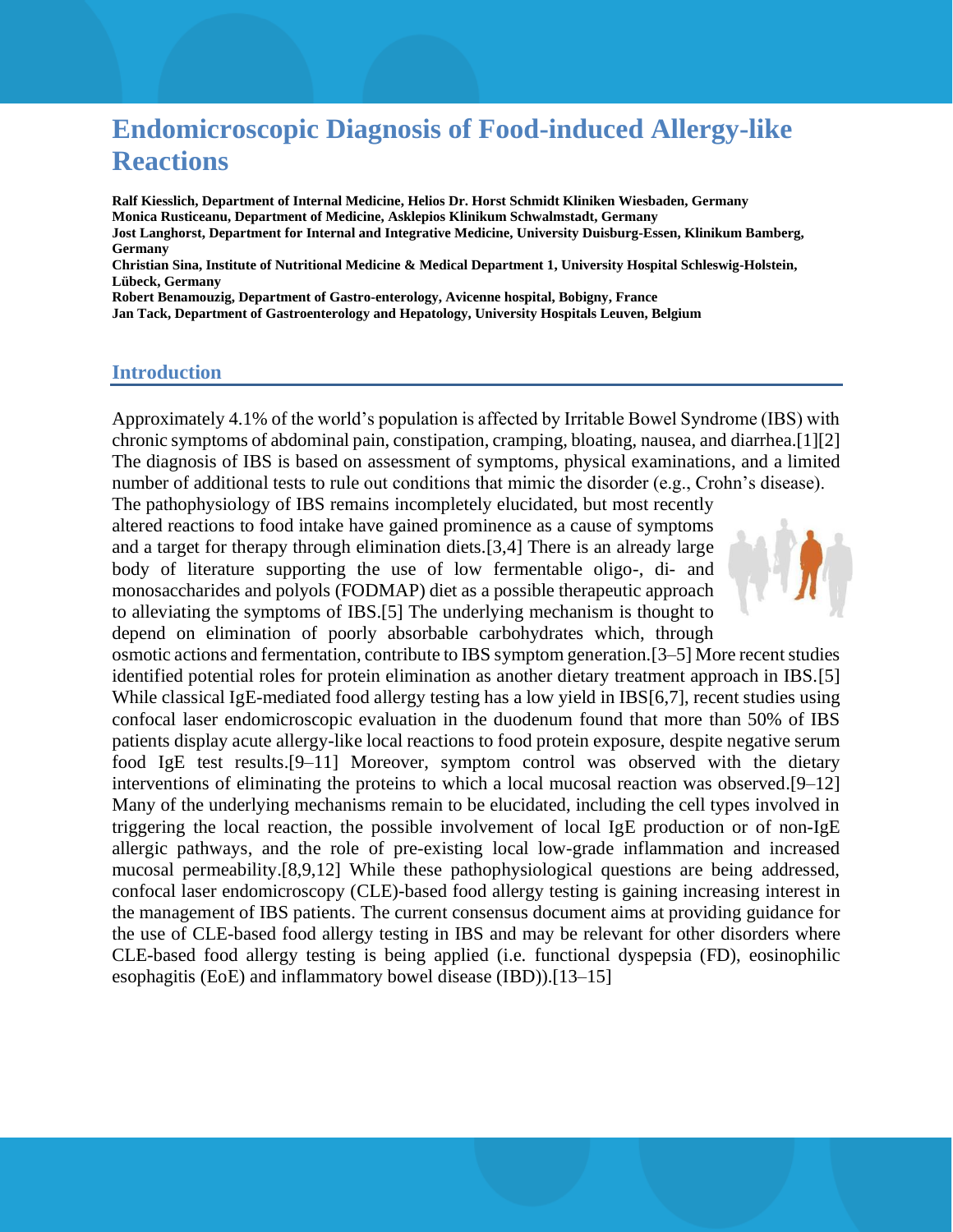# Endomicroscopic Diagnosis of Food-induced Allergy-like Reactions

**Ralf Kiesslich, Department of Internal Medicine, Helios Dr. Horst Schmidt Kliniken Wiesbaden, Germany**
**Monica Rusticeanu, Department of Medicine, Asklepios Klinikum Schwalmstadt, Germany**
**Jost Langhorst, Department for Internal and Integrative Medicine, University Duisburg-Essen, Klinikum Bamberg, Germany**
**Christian Sina, Institute of Nutritional Medicine & Medical Department 1, University Hospital Schleswig-Holstein, Lübeck, Germany**
**Robert Benamouzig, Department of Gastro-enterology, Avicenne hospital, Bobigny, France**
**Jan Tack, Department of Gastroenterology and Hepatology, University Hospitals Leuven, Belgium**

## Introduction

Approximately 4.1% of the world's population is affected by Irritable Bowel Syndrome (IBS) with chronic symptoms of abdominal pain, constipation, cramping, bloating, nausea, and diarrhea.[1][2] The diagnosis of IBS is based on assessment of symptoms, physical examinations, and a limited number of additional tests to rule out conditions that mimic the disorder (e.g., Crohn's disease). The pathophysiology of IBS remains incompletely elucidated, but most recently altered reactions to food intake have gained prominence as a cause of symptoms and a target for therapy through elimination diets.[3,4] There is an already large body of literature supporting the use of low fermentable oligo-, di- and monosaccharides and polyols (FODMAP) diet as a possible therapeutic approach to alleviating the symptoms of IBS.[5] The underlying mechanism is thought to depend on elimination of poorly absorbable carbohydrates which, through osmotic actions and fermentation, contribute to IBS symptom generation.[3–5] More recent studies identified potential roles for protein elimination as another dietary treatment approach in IBS.[5] While classical IgE-mediated food allergy testing has a low yield in IBS[6,7], recent studies using confocal laser endomicroscopic evaluation in the duodenum found that more than 50% of IBS patients display acute allergy-like local reactions to food protein exposure, despite negative serum food IgE test results.[9–11] Moreover, symptom control was observed with the dietary interventions of eliminating the proteins to which a local mucosal reaction was observed.[9–12] Many of the underlying mechanisms remain to be elucidated, including the cell types involved in triggering the local reaction, the possible involvement of local IgE production or of non-IgE allergic pathways, and the role of pre-existing local low-grade inflammation and increased mucosal permeability.[8,9,12] While these pathophysiological questions are being addressed, confocal laser endomicroscopy (CLE)-based food allergy testing is gaining increasing interest in the management of IBS patients. The current consensus document aims at providing guidance for the use of CLE-based food allergy testing in IBS and may be relevant for other disorders where CLE-based food allergy testing is being applied (i.e. functional dyspepsia (FD), eosinophilic esophagitis (EoE) and inflammatory bowel disease (IBD)).[13–15]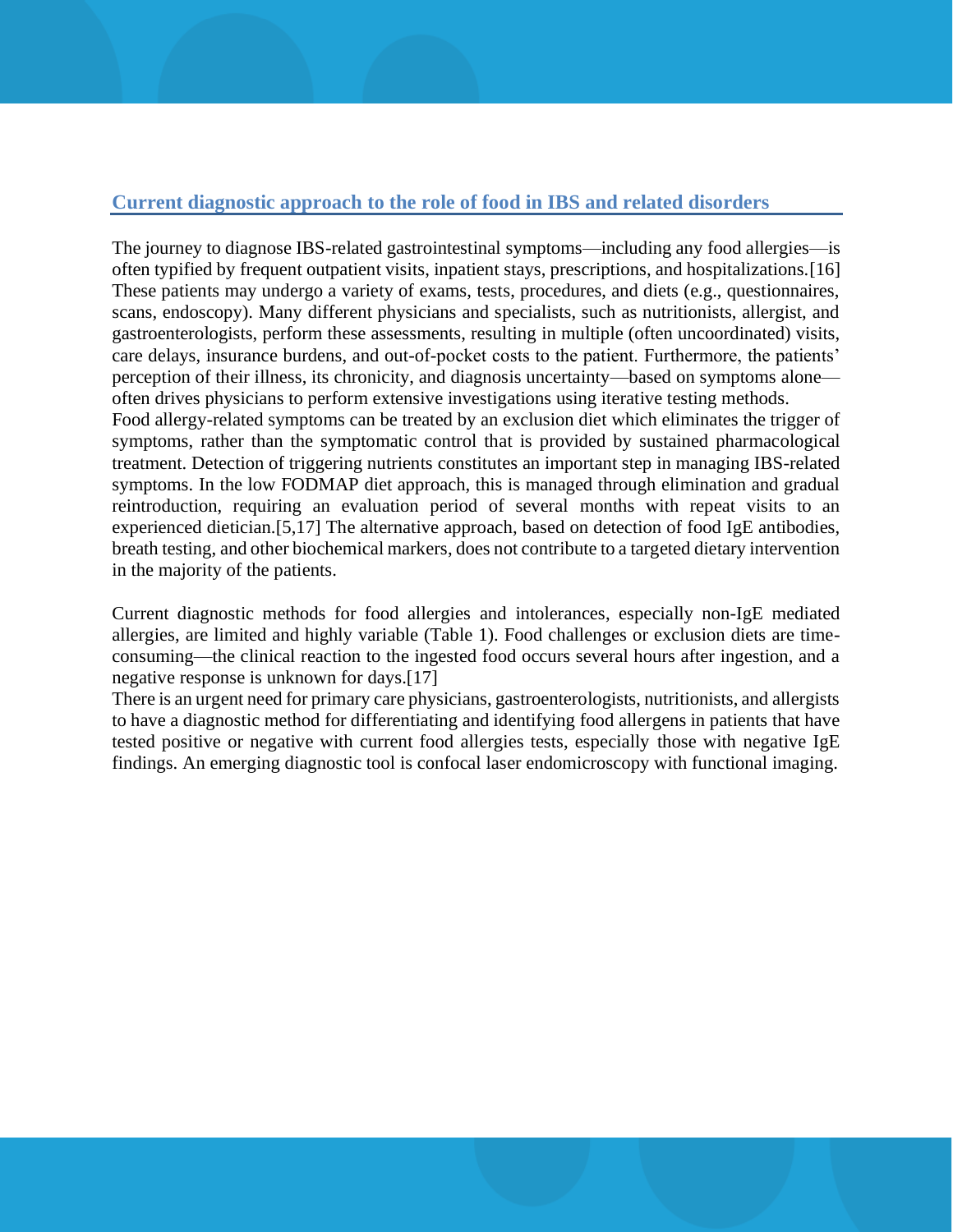## Current diagnostic approach to the role of food in IBS and related disorders

The journey to diagnose IBS-related gastrointestinal symptoms—including any food allergies—is often typified by frequent outpatient visits, inpatient stays, prescriptions, and hospitalizations.[16] These patients may undergo a variety of exams, tests, procedures, and diets (e.g., questionnaires, scans, endoscopy). Many different physicians and specialists, such as nutritionists, allergist, and gastroenterologists, perform these assessments, resulting in multiple (often uncoordinated) visits, care delays, insurance burdens, and out-of-pocket costs to the patient. Furthermore, the patients' perception of their illness, its chronicity, and diagnosis uncertainty—based on symptoms alone—often drives physicians to perform extensive investigations using iterative testing methods.

Food allergy-related symptoms can be treated by an exclusion diet which eliminates the trigger of symptoms, rather than the symptomatic control that is provided by sustained pharmacological treatment. Detection of triggering nutrients constitutes an important step in managing IBS-related symptoms. In the low FODMAP diet approach, this is managed through elimination and gradual reintroduction, requiring an evaluation period of several months with repeat visits to an experienced dietician.[5,17] The alternative approach, based on detection of food IgE antibodies, breath testing, and other biochemical markers, does not contribute to a targeted dietary intervention in the majority of the patients.

Current diagnostic methods for food allergies and intolerances, especially non-IgE mediated allergies, are limited and highly variable (Table 1). Food challenges or exclusion diets are time-consuming—the clinical reaction to the ingested food occurs several hours after ingestion, and a negative response is unknown for days.[17]

There is an urgent need for primary care physicians, gastroenterologists, nutritionists, and allergists to have a diagnostic method for differentiating and identifying food allergens in patients that have tested positive or negative with current food allergies tests, especially those with negative IgE findings. An emerging diagnostic tool is confocal laser endomicroscopy with functional imaging.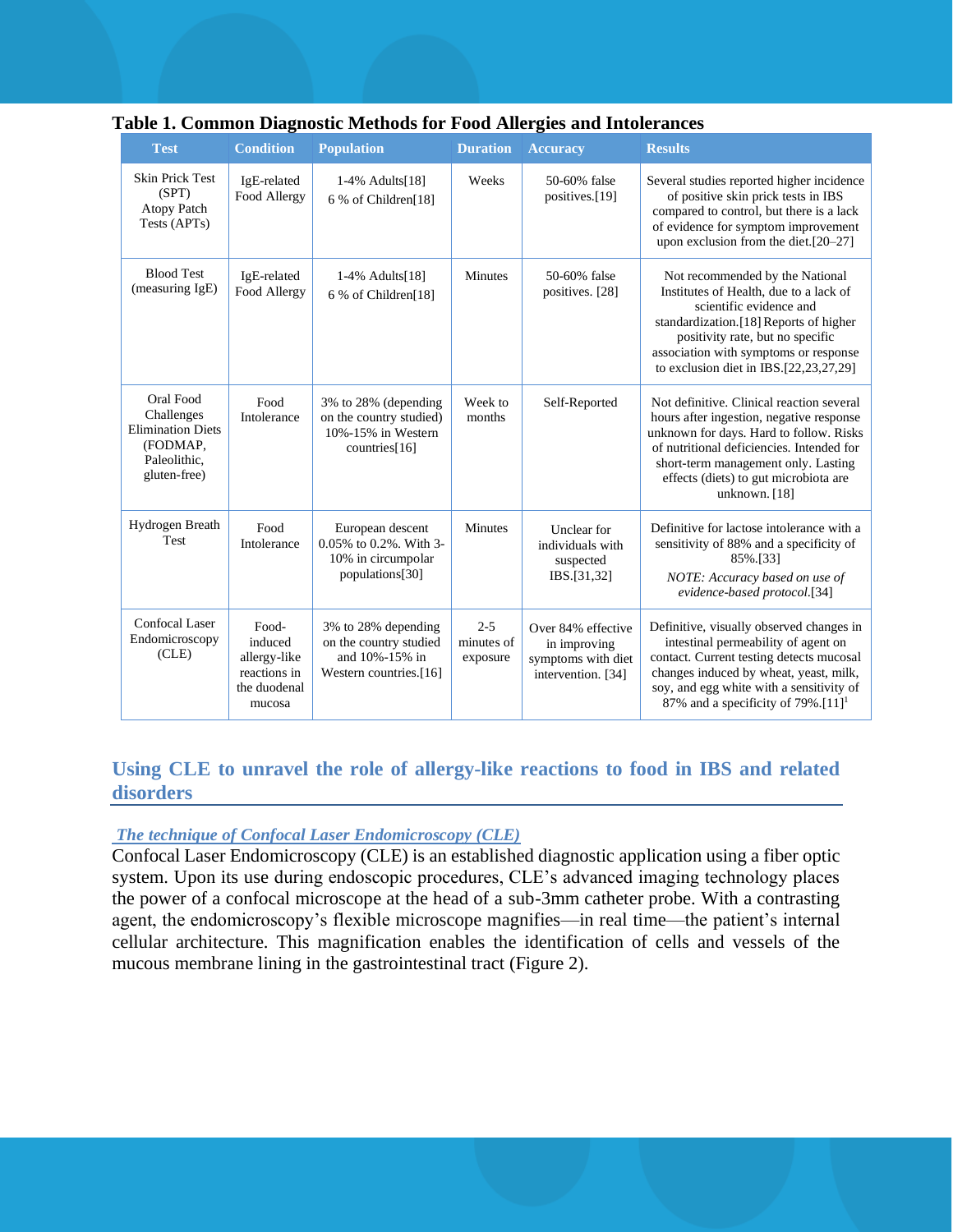**Table 1. Common Diagnostic Methods for Food Allergies and Intolerances**

| Test | Condition | Population | Duration | Accuracy | Results |
|---|---|---|---|---|---|
| Skin Prick Test (SPT) Atopy Patch Tests (APTs) | IgE-related Food Allergy | 1-4% Adults[18] 6 % of Children[18] | Weeks | 50-60% false positives.[19] | Several studies reported higher incidence of positive skin prick tests in IBS compared to control, but there is a lack of evidence for symptom improvement upon exclusion from the diet.[20–27] |
| Blood Test (measuring IgE) | IgE-related Food Allergy | 1-4% Adults[18] 6 % of Children[18] | Minutes | 50-60% false positives. [28] | Not recommended by the National Institutes of Health, due to a lack of scientific evidence and standardization.[18] Reports of higher positivity rate, but no specific association with symptoms or response to exclusion diet in IBS.[22,23,27,29] |
| Oral Food Challenges Elimination Diets (FODMAP, Paleolithic, gluten-free) | Food Intolerance | 3% to 28% (depending on the country studied) 10%-15% in Western countries[16] | Week to months | Self-Reported | Not definitive. Clinical reaction several hours after ingestion, negative response unknown for days. Hard to follow. Risks of nutritional deficiencies. Intended for short-term management only. Lasting effects (diets) to gut microbiota are unknown. [18] |
| Hydrogen Breath Test | Food Intolerance | European descent 0.05% to 0.2%. With 3-10% in circumpolar populations[30] | Minutes | Unclear for individuals with suspected IBS.[31,32] | Definitive for lactose intolerance with a sensitivity of 88% and a specificity of 85%.[33] *NOTE: Accuracy based on use of evidence-based protocol.*[34] |
| Confocal Laser Endomicroscopy (CLE) | Food-induced allergy-like reactions in the duodenal mucosa | 3% to 28% depending on the country studied and 10%-15% in Western countries.[16] | 2-5 minutes of exposure | Over 84% effective in improving symptoms with diet intervention. [34] | Definitive, visually observed changes in intestinal permeability of agent on contact. Current testing detects mucosal changes induced by wheat, yeast, milk, soy, and egg white with a sensitivity of 87% and a specificity of 79%.[11][1] |

## Using CLE to unravel the role of allergy-like reactions to food in IBS and related disorders

### *The technique of Confocal Laser Endomicroscopy (CLE)*

Confocal Laser Endomicroscopy (CLE) is an established diagnostic application using a fiber optic system. Upon its use during endoscopic procedures, CLE's advanced imaging technology places the power of a confocal microscope at the head of a sub-3mm catheter probe. With a contrasting agent, the endomicroscopy's flexible microscope magnifies—in real time—the patient's internal cellular architecture. This magnification enables the identification of cells and vessels of the mucous membrane lining in the gastrointestinal tract (Figure 2).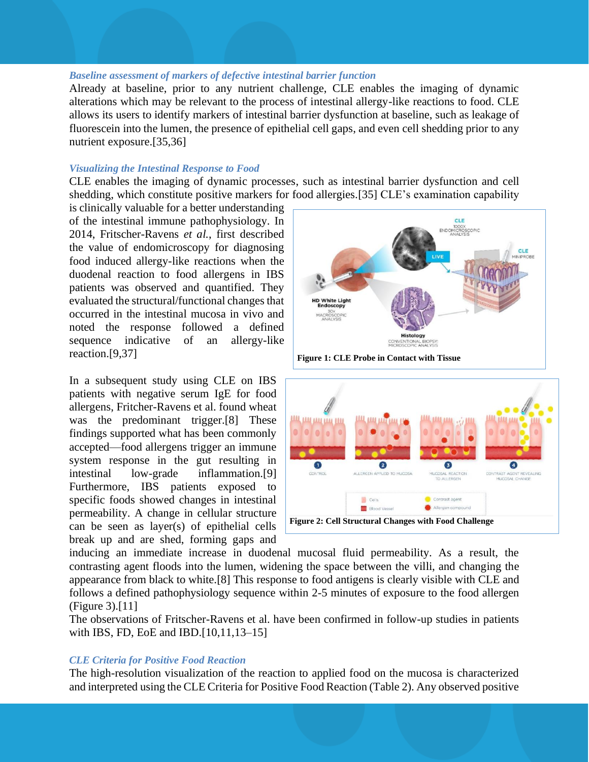### *Baseline assessment of markers of defective intestinal barrier function*

Already at baseline, prior to any nutrient challenge, CLE enables the imaging of dynamic alterations which may be relevant to the process of intestinal allergy-like reactions to food. CLE allows its users to identify markers of intestinal barrier dysfunction at baseline, such as leakage of fluorescein into the lumen, the presence of epithelial cell gaps, and even cell shedding prior to any nutrient exposure.[35,36]

### *Visualizing the Intestinal Response to Food*

CLE enables the imaging of dynamic processes, such as intestinal barrier dysfunction and cell shedding, which constitute positive markers for food allergies.[35] CLE's examination capability is clinically valuable for a better understanding of the intestinal immune pathophysiology. In 2014, Fritscher-Ravens *et al.*, first described the value of endomicroscopy for diagnosing food induced allergy-like reactions when the duodenal reaction to food allergens in IBS patients was observed and quantified. They evaluated the structural/functional changes that occurred in the intestinal mucosa in vivo and noted the response followed a defined sequence indicative of an allergy-like reaction.[9,37]

**Figure 1: CLE Probe in Contact with Tissue**

In a subsequent study using CLE on IBS patients with negative serum IgE for food allergens, Fritcher-Ravens et al. found wheat was the predominant trigger.[8] These findings supported what has been commonly accepted—food allergens trigger an immune system response in the gut resulting in intestinal low-grade inflammation.[9] Furthermore, IBS patients exposed to specific foods showed changes in intestinal permeability. A change in cellular structure can be seen as layer(s) of epithelial cells break up and are shed, forming gaps and inducing an immediate increase in duodenal mucosal fluid permeability. As a result, the contrasting agent floods into the lumen, widening the space between the villi, and changing the appearance from black to white.[8] This response to food antigens is clearly visible with CLE and follows a defined pathophysiology sequence within 2-5 minutes of exposure to the food allergen (Figure 3).[11]

**Figure 2: Cell Structural Changes with Food Challenge**

The observations of Fritscher-Ravens et al. have been confirmed in follow-up studies in patients with IBS, FD, EoE and IBD.[10,11,13–15]

### *CLE Criteria for Positive Food Reaction*

The high-resolution visualization of the reaction to applied food on the mucosa is characterized and interpreted using the CLE Criteria for Positive Food Reaction (Table 2). Any observed positive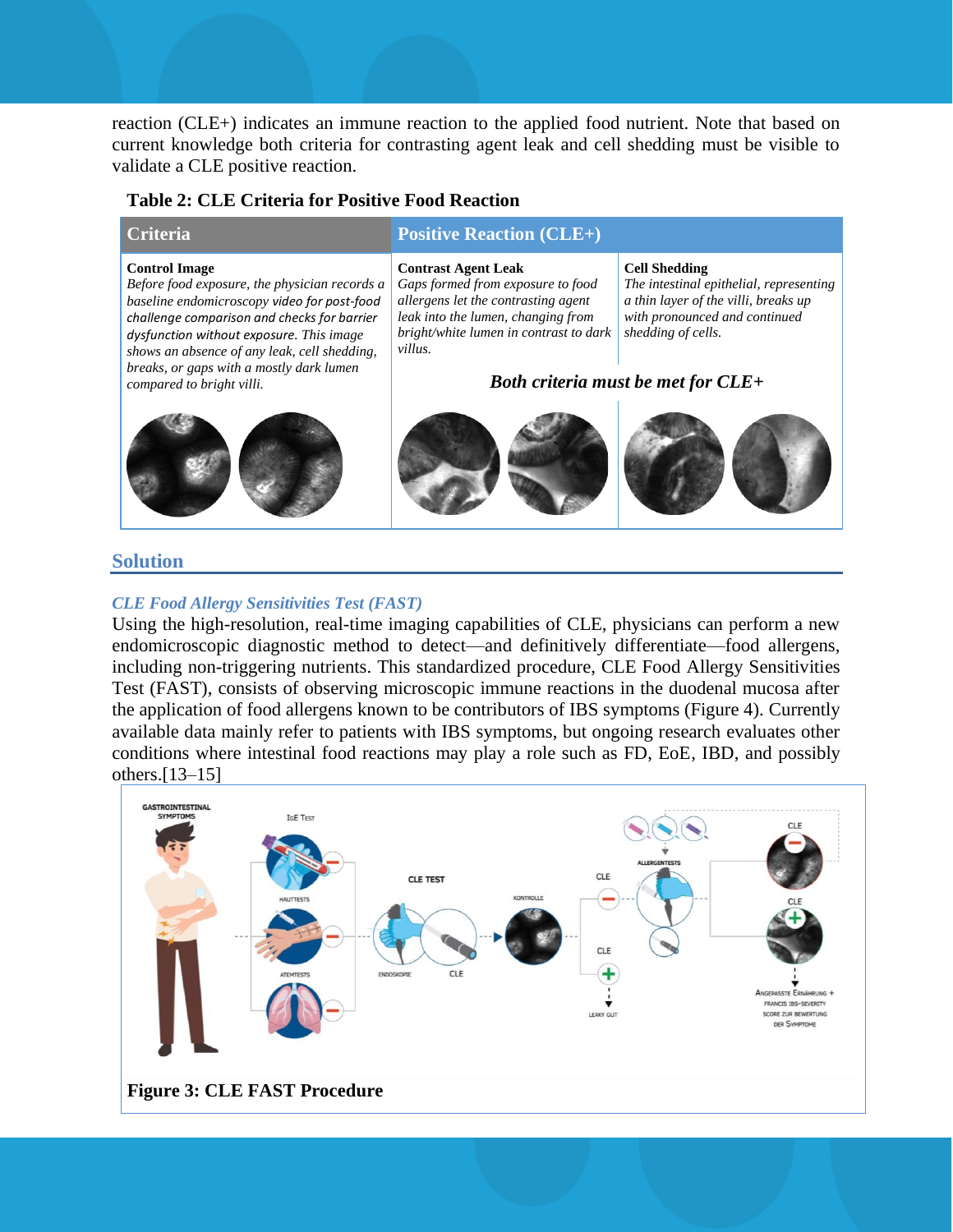reaction (CLE+) indicates an immune reaction to the applied food nutrient. Note that based on current knowledge both criteria for contrasting agent leak and cell shedding must be visible to validate a CLE positive reaction.

**Table 2: CLE Criteria for Positive Food Reaction**

| Criteria | Positive Reaction (CLE+) | |
|---|---|---|
| **Control Image**<br>*Before food exposure, the physician records a baseline endomicroscopy video for post-food challenge comparison and checks for barrier dysfunction without exposure. This image shows an absence of any leak, cell shedding, breaks, or gaps with a mostly dark lumen compared to bright villi.* | **Contrast Agent Leak**<br>*Gaps formed from exposure to food allergens let the contrasting agent leak into the lumen, changing from bright/white lumen in contrast to dark villus.* | **Cell Shedding**<br>*The intestinal epithelial, representing a thin layer of the villi, breaks up with pronounced and continued shedding of cells.* |
| | ***Both criteria must be met for CLE+*** | |

## Solution

### *CLE Food Allergy Sensitivities Test (FAST)*

Using the high-resolution, real-time imaging capabilities of CLE, physicians can perform a new endomicroscopic diagnostic method to detect—and definitively differentiate—food allergens, including non-triggering nutrients. This standardized procedure, CLE Food Allergy Sensitivities Test (FAST), consists of observing microscopic immune reactions in the duodenal mucosa after the application of food allergens known to be contributors of IBS symptoms (Figure 4). Currently available data mainly refer to patients with IBS symptoms, but ongoing research evaluates other conditions where intestinal food reactions may play a role such as FD, EoE, IBD, and possibly others.[13–15]

**Figure 3: CLE FAST Procedure**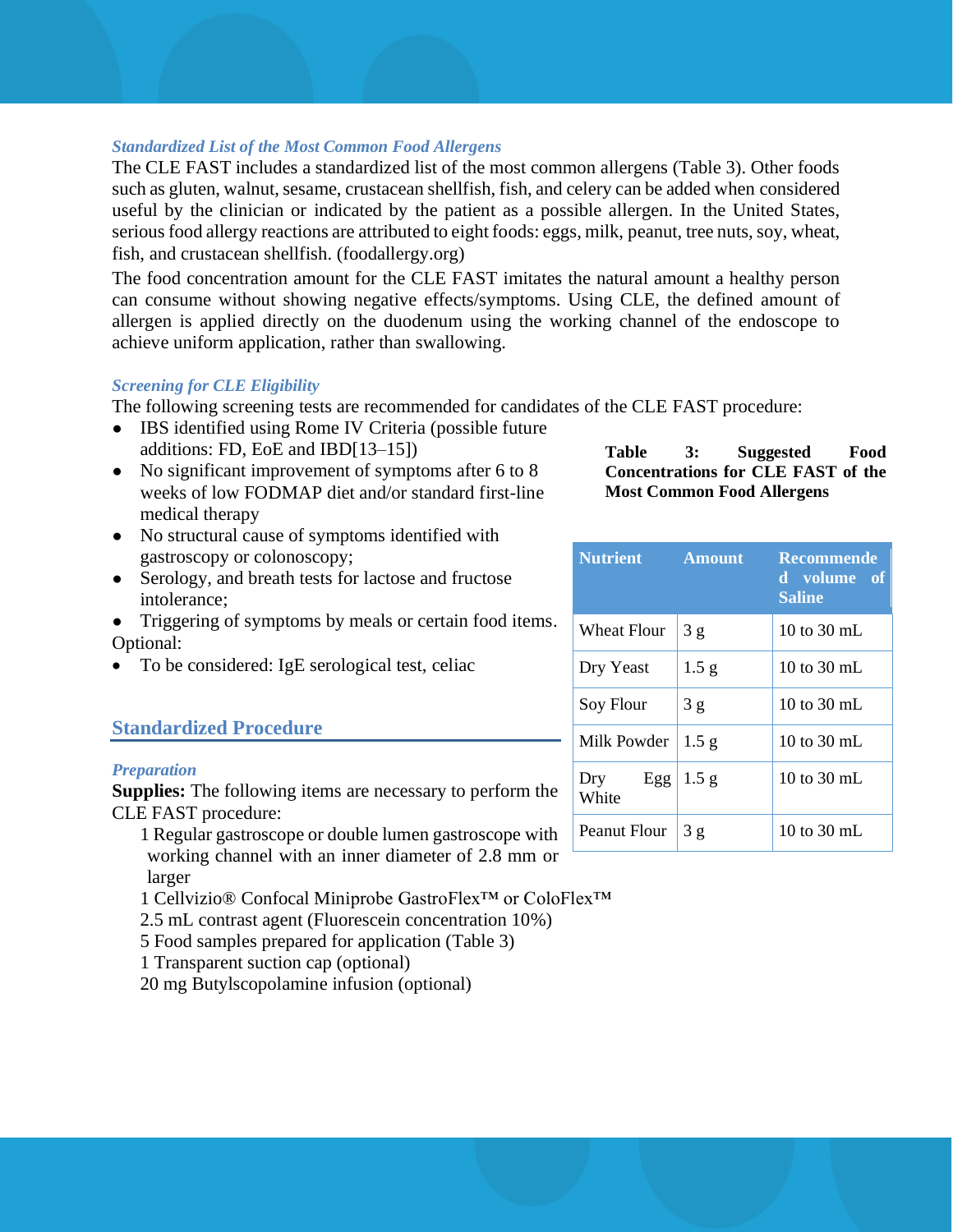### *Standardized List of the Most Common Food Allergens*

The CLE FAST includes a standardized list of the most common allergens (Table 3). Other foods such as gluten, walnut, sesame, crustacean shellfish, fish, and celery can be added when considered useful by the clinician or indicated by the patient as a possible allergen. In the United States, serious food allergy reactions are attributed to eight foods: eggs, milk, peanut, tree nuts, soy, wheat, fish, and crustacean shellfish. (foodallergy.org)

The food concentration amount for the CLE FAST imitates the natural amount a healthy person can consume without showing negative effects/symptoms. Using CLE, the defined amount of allergen is applied directly on the duodenum using the working channel of the endoscope to achieve uniform application, rather than swallowing.

### *Screening for CLE Eligibility*

The following screening tests are recommended for candidates of the CLE FAST procedure:

- IBS identified using Rome IV Criteria (possible future additions: FD, EoE and IBD[13–15])
- No significant improvement of symptoms after 6 to 8 weeks of low FODMAP diet and/or standard first-line medical therapy
- No structural cause of symptoms identified with gastroscopy or colonoscopy;
- Serology, and breath tests for lactose and fructose intolerance;
- Triggering of symptoms by meals or certain food items.

Optional:

- To be considered: IgE serological test, celiac

**Table 3: Suggested Food Concentrations for CLE FAST of the Most Common Food Allergens**

| Nutrient | Amount | Recommended volume of Saline |
|---|---|---|
| Wheat Flour | 3 g | 10 to 30 mL |
| Dry Yeast | 1.5 g | 10 to 30 mL |
| Soy Flour | 3 g | 10 to 30 mL |
| Milk Powder | 1.5 g | 10 to 30 mL |
| Dry Egg White | 1.5 g | 10 to 30 mL |
| Peanut Flour | 3 g | 10 to 30 mL |

## Standardized Procedure

### *Preparation*

**Supplies:** The following items are necessary to perform the CLE FAST procedure:

1 Regular gastroscope or double lumen gastroscope with working channel with an inner diameter of 2.8 mm or larger
1 Cellvizio® Confocal Miniprobe GastroFlex™ or ColoFlex™
2.5 mL contrast agent (Fluorescein concentration 10%)
5 Food samples prepared for application (Table 3)
1 Transparent suction cap (optional)
20 mg Butylscopolamine infusion (optional)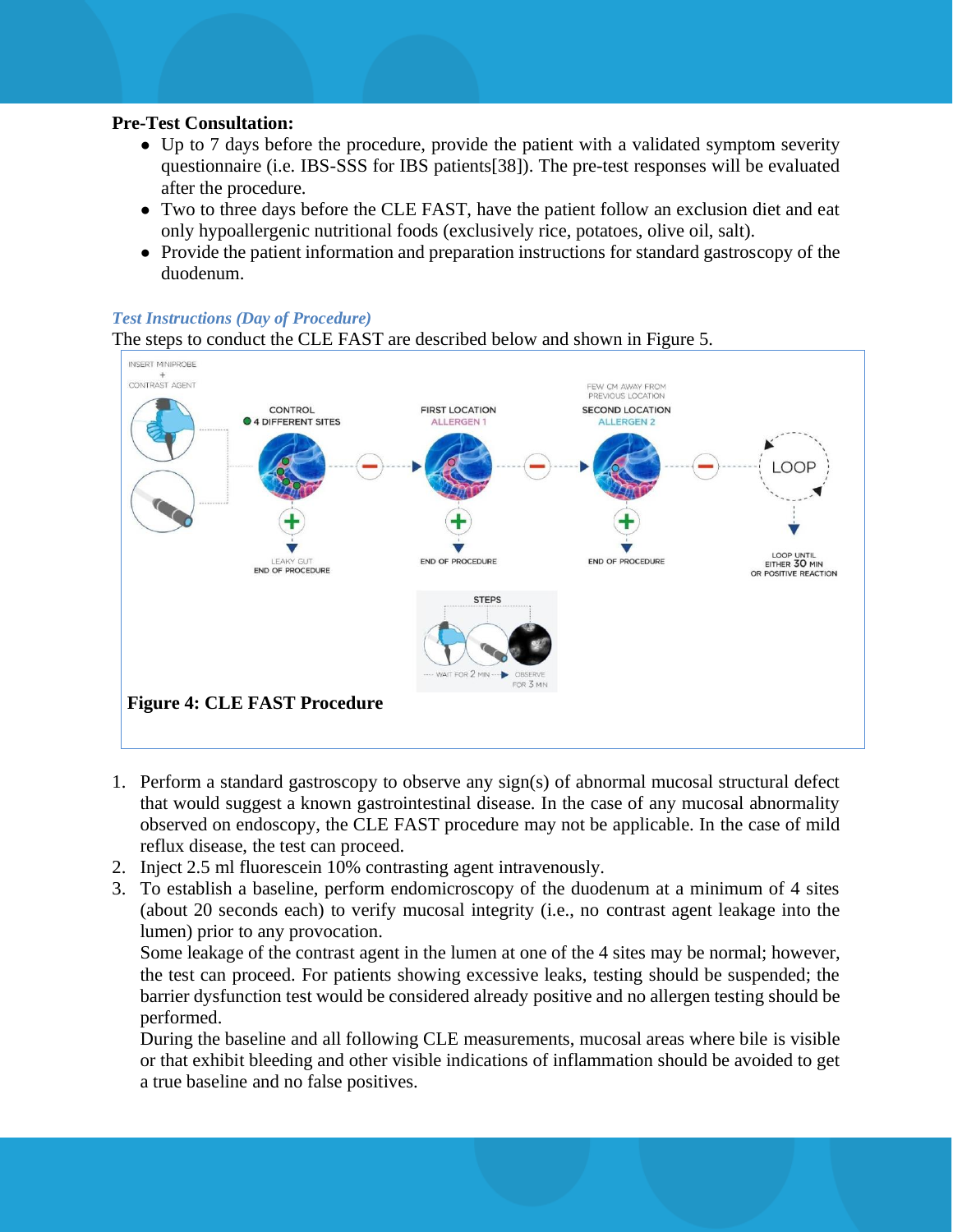**Pre-Test Consultation:**

- Up to 7 days before the procedure, provide the patient with a validated symptom severity questionnaire (i.e. IBS-SSS for IBS patients[38]). The pre-test responses will be evaluated after the procedure.
- Two to three days before the CLE FAST, have the patient follow an exclusion diet and eat only hypoallergenic nutritional foods (exclusively rice, potatoes, olive oil, salt).
- Provide the patient information and preparation instructions for standard gastroscopy of the duodenum.

***Test Instructions (Day of Procedure)***

The steps to conduct the CLE FAST are described below and shown in Figure 5.

**Figure 4: CLE FAST Procedure**

1. Perform a standard gastroscopy to observe any sign(s) of abnormal mucosal structural defect that would suggest a known gastrointestinal disease. In the case of any mucosal abnormality observed on endoscopy, the CLE FAST procedure may not be applicable. In the case of mild reflux disease, the test can proceed.
2. Inject 2.5 ml fluorescein 10% contrasting agent intravenously.
3. To establish a baseline, perform endomicroscopy of the duodenum at a minimum of 4 sites (about 20 seconds each) to verify mucosal integrity (i.e., no contrast agent leakage into the lumen) prior to any provocation.

   Some leakage of the contrast agent in the lumen at one of the 4 sites may be normal; however, the test can proceed. For patients showing excessive leaks, testing should be suspended; the barrier dysfunction test would be considered already positive and no allergen testing should be performed.

   During the baseline and all following CLE measurements, mucosal areas where bile is visible or that exhibit bleeding and other visible indications of inflammation should be avoided to get a true baseline and no false positives.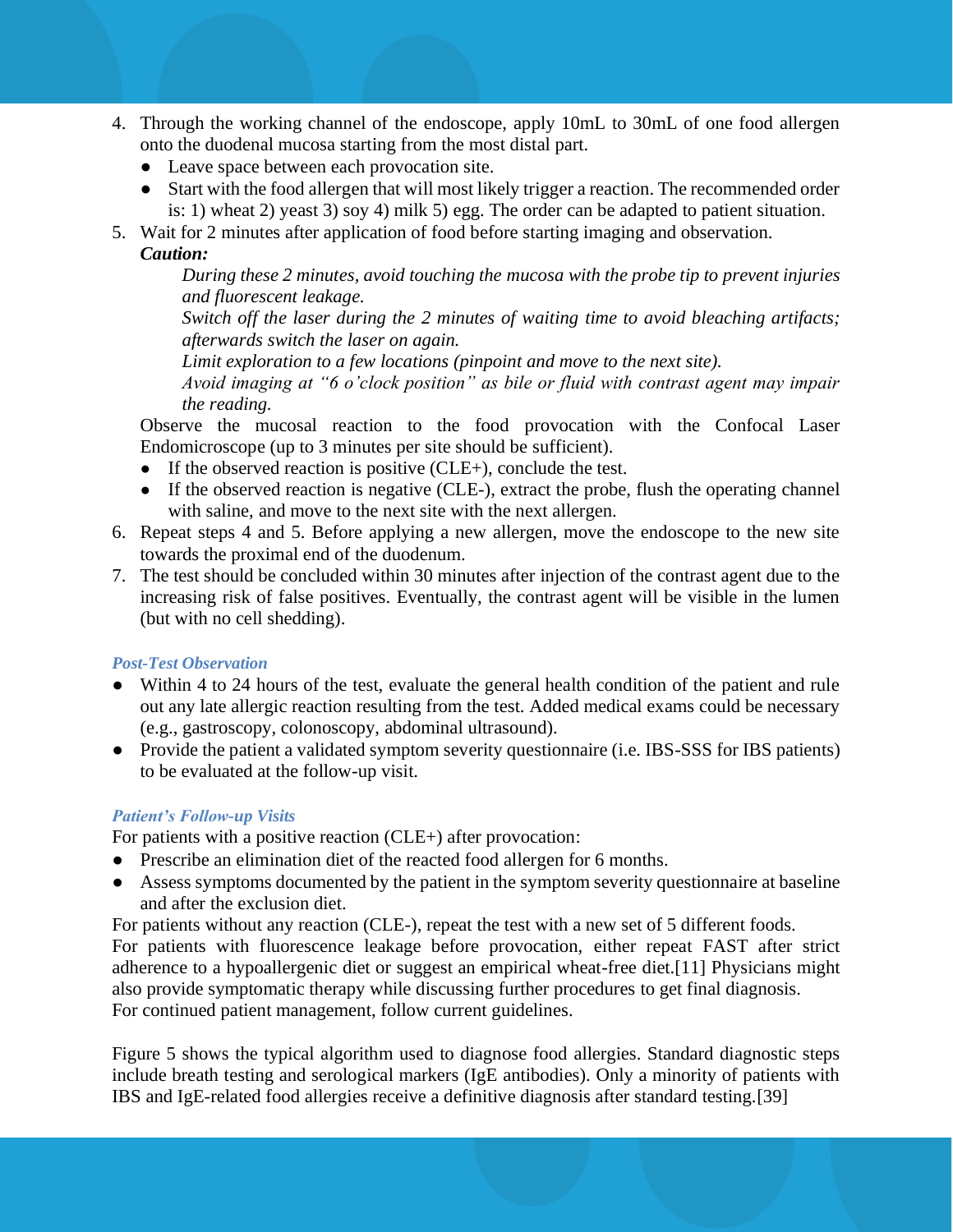4. Through the working channel of the endoscope, apply 10mL to 30mL of one food allergen onto the duodenal mucosa starting from the most distal part.
   - Leave space between each provocation site.
   - Start with the food allergen that will most likely trigger a reaction. The recommended order is: 1) wheat 2) yeast 3) soy 4) milk 5) egg. The order can be adapted to patient situation.
5. Wait for 2 minutes after application of food before starting imaging and observation.
   ***Caution:***

   *During these 2 minutes, avoid touching the mucosa with the probe tip to prevent injuries and fluorescent leakage.*
   *Switch off the laser during the 2 minutes of waiting time to avoid bleaching artifacts; afterwards switch the laser on again.*
   *Limit exploration to a few locations (pinpoint and move to the next site).*
   *Avoid imaging at "6 o'clock position" as bile or fluid with contrast agent may impair the reading.*

   Observe the mucosal reaction to the food provocation with the Confocal Laser Endomicroscope (up to 3 minutes per site should be sufficient).
   - If the observed reaction is positive (CLE+), conclude the test.
   - If the observed reaction is negative (CLE-), extract the probe, flush the operating channel with saline, and move to the next site with the next allergen.
6. Repeat steps 4 and 5. Before applying a new allergen, move the endoscope to the new site towards the proximal end of the duodenum.
7. The test should be concluded within 30 minutes after injection of the contrast agent due to the increasing risk of false positives. Eventually, the contrast agent will be visible in the lumen (but with no cell shedding).

### *Post-Test Observation*

- Within 4 to 24 hours of the test, evaluate the general health condition of the patient and rule out any late allergic reaction resulting from the test. Added medical exams could be necessary (e.g., gastroscopy, colonoscopy, abdominal ultrasound).
- Provide the patient a validated symptom severity questionnaire (i.e. IBS-SSS for IBS patients) to be evaluated at the follow-up visit.

### *Patient's Follow-up Visits*

For patients with a positive reaction (CLE+) after provocation:

- Prescribe an elimination diet of the reacted food allergen for 6 months.
- Assess symptoms documented by the patient in the symptom severity questionnaire at baseline and after the exclusion diet.

For patients without any reaction (CLE-), repeat the test with a new set of 5 different foods.
For patients with fluorescence leakage before provocation, either repeat FAST after strict adherence to a hypoallergenic diet or suggest an empirical wheat-free diet.[11] Physicians might also provide symptomatic therapy while discussing further procedures to get final diagnosis.
For continued patient management, follow current guidelines.

Figure 5 shows the typical algorithm used to diagnose food allergies. Standard diagnostic steps include breath testing and serological markers (IgE antibodies). Only a minority of patients with IBS and IgE-related food allergies receive a definitive diagnosis after standard testing.[39]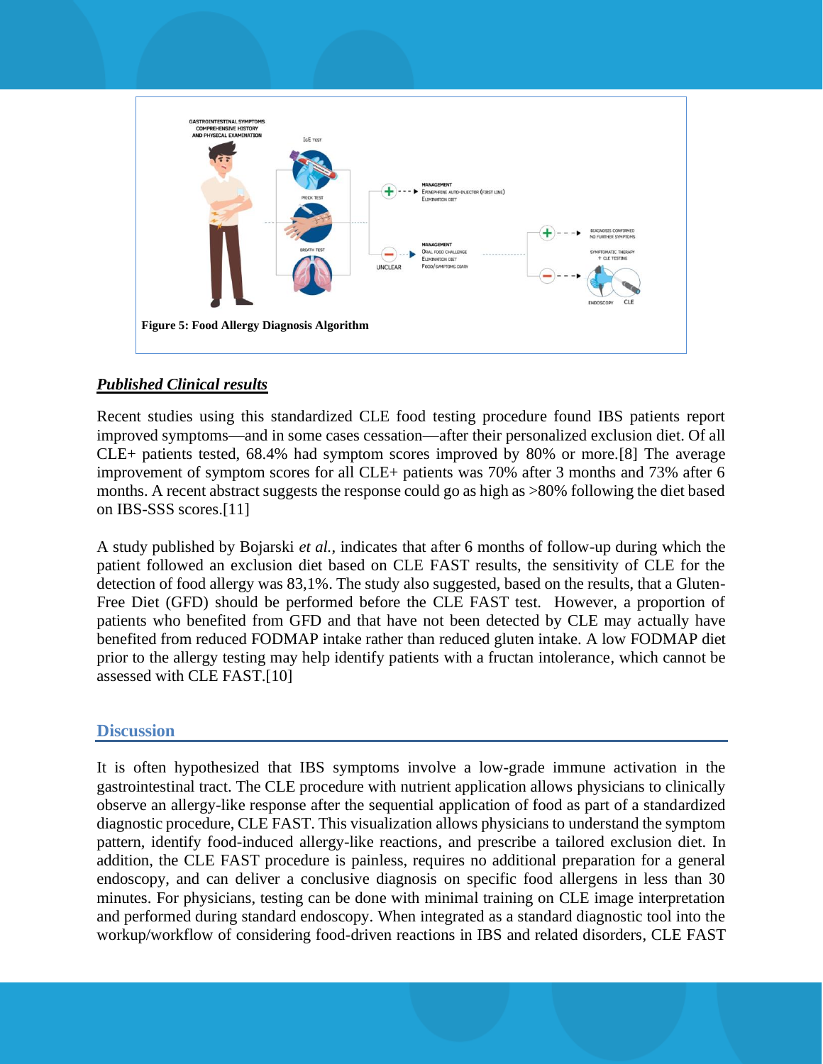Figure 5: Food Allergy Diagnosis Algorithm

***Published Clinical results***

Recent studies using this standardized CLE food testing procedure found IBS patients report improved symptoms—and in some cases cessation—after their personalized exclusion diet. Of all CLE+ patients tested, 68.4% had symptom scores improved by 80% or more.[8] The average improvement of symptom scores for all CLE+ patients was 70% after 3 months and 73% after 6 months. A recent abstract suggests the response could go as high as >80% following the diet based on IBS-SSS scores.[11]

A study published by Bojarski *et al.*, indicates that after 6 months of follow-up during which the patient followed an exclusion diet based on CLE FAST results, the sensitivity of CLE for the detection of food allergy was 83,1%. The study also suggested, based on the results, that a Gluten-Free Diet (GFD) should be performed before the CLE FAST test. However, a proportion of patients who benefited from GFD and that have not been detected by CLE may actually have benefited from reduced FODMAP intake rather than reduced gluten intake. A low FODMAP diet prior to the allergy testing may help identify patients with a fructan intolerance, which cannot be assessed with CLE FAST.[10]

## Discussion

It is often hypothesized that IBS symptoms involve a low-grade immune activation in the gastrointestinal tract. The CLE procedure with nutrient application allows physicians to clinically observe an allergy-like response after the sequential application of food as part of a standardized diagnostic procedure, CLE FAST. This visualization allows physicians to understand the symptom pattern, identify food-induced allergy-like reactions, and prescribe a tailored exclusion diet. In addition, the CLE FAST procedure is painless, requires no additional preparation for a general endoscopy, and can deliver a conclusive diagnosis on specific food allergens in less than 30 minutes. For physicians, testing can be done with minimal training on CLE image interpretation and performed during standard endoscopy. When integrated as a standard diagnostic tool into the workup/workflow of considering food-driven reactions in IBS and related disorders, CLE FAST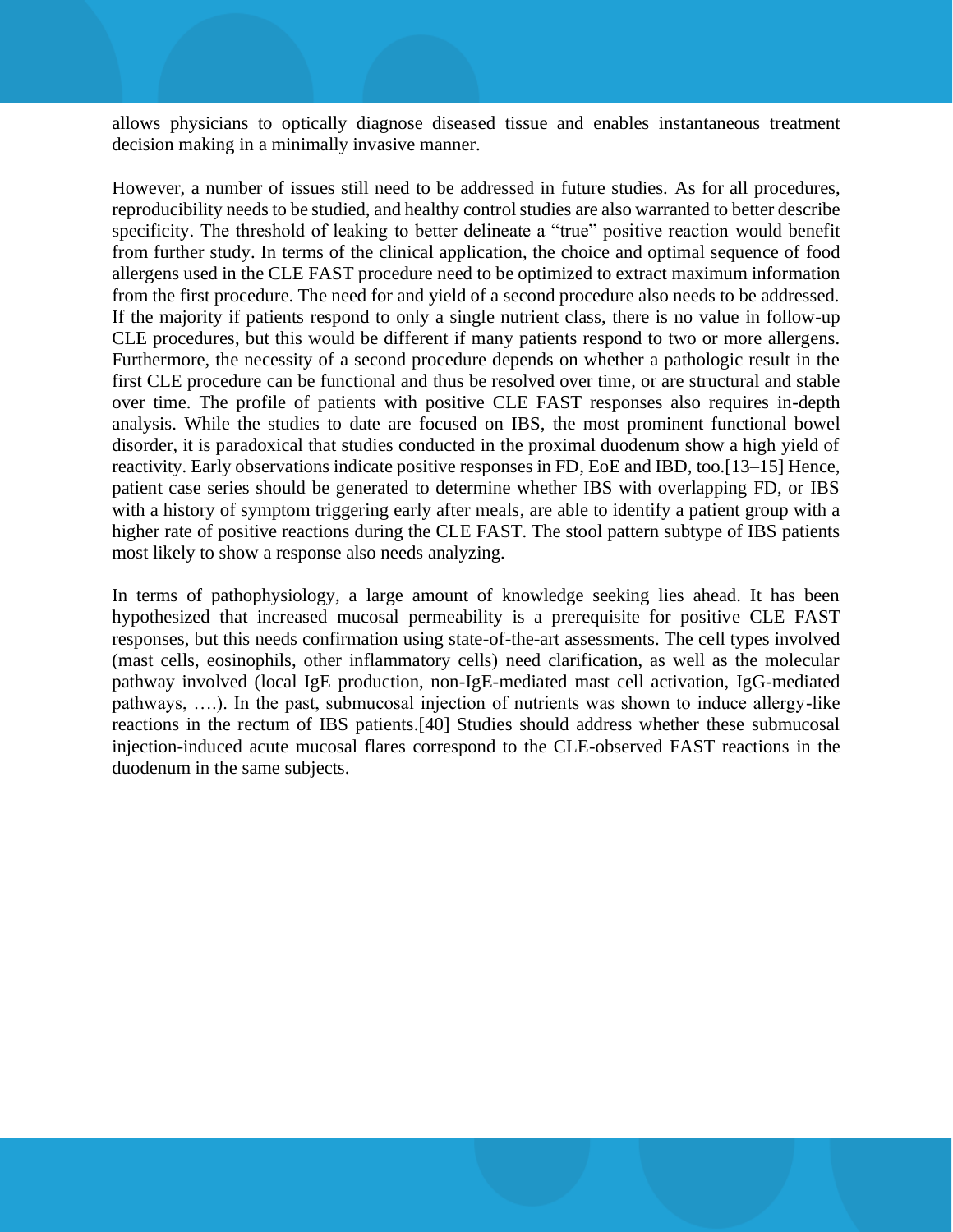allows physicians to optically diagnose diseased tissue and enables instantaneous treatment decision making in a minimally invasive manner.

However, a number of issues still need to be addressed in future studies. As for all procedures, reproducibility needs to be studied, and healthy control studies are also warranted to better describe specificity. The threshold of leaking to better delineate a "true" positive reaction would benefit from further study. In terms of the clinical application, the choice and optimal sequence of food allergens used in the CLE FAST procedure need to be optimized to extract maximum information from the first procedure. The need for and yield of a second procedure also needs to be addressed. If the majority if patients respond to only a single nutrient class, there is no value in follow-up CLE procedures, but this would be different if many patients respond to two or more allergens. Furthermore, the necessity of a second procedure depends on whether a pathologic result in the first CLE procedure can be functional and thus be resolved over time, or are structural and stable over time. The profile of patients with positive CLE FAST responses also requires in-depth analysis. While the studies to date are focused on IBS, the most prominent functional bowel disorder, it is paradoxical that studies conducted in the proximal duodenum show a high yield of reactivity. Early observations indicate positive responses in FD, EoE and IBD, too.[13–15] Hence, patient case series should be generated to determine whether IBS with overlapping FD, or IBS with a history of symptom triggering early after meals, are able to identify a patient group with a higher rate of positive reactions during the CLE FAST. The stool pattern subtype of IBS patients most likely to show a response also needs analyzing.

In terms of pathophysiology, a large amount of knowledge seeking lies ahead. It has been hypothesized that increased mucosal permeability is a prerequisite for positive CLE FAST responses, but this needs confirmation using state-of-the-art assessments. The cell types involved (mast cells, eosinophils, other inflammatory cells) need clarification, as well as the molecular pathway involved (local IgE production, non-IgE-mediated mast cell activation, IgG-mediated pathways, ….). In the past, submucosal injection of nutrients was shown to induce allergy-like reactions in the rectum of IBS patients.[40] Studies should address whether these submucosal injection-induced acute mucosal flares correspond to the CLE-observed FAST reactions in the duodenum in the same subjects.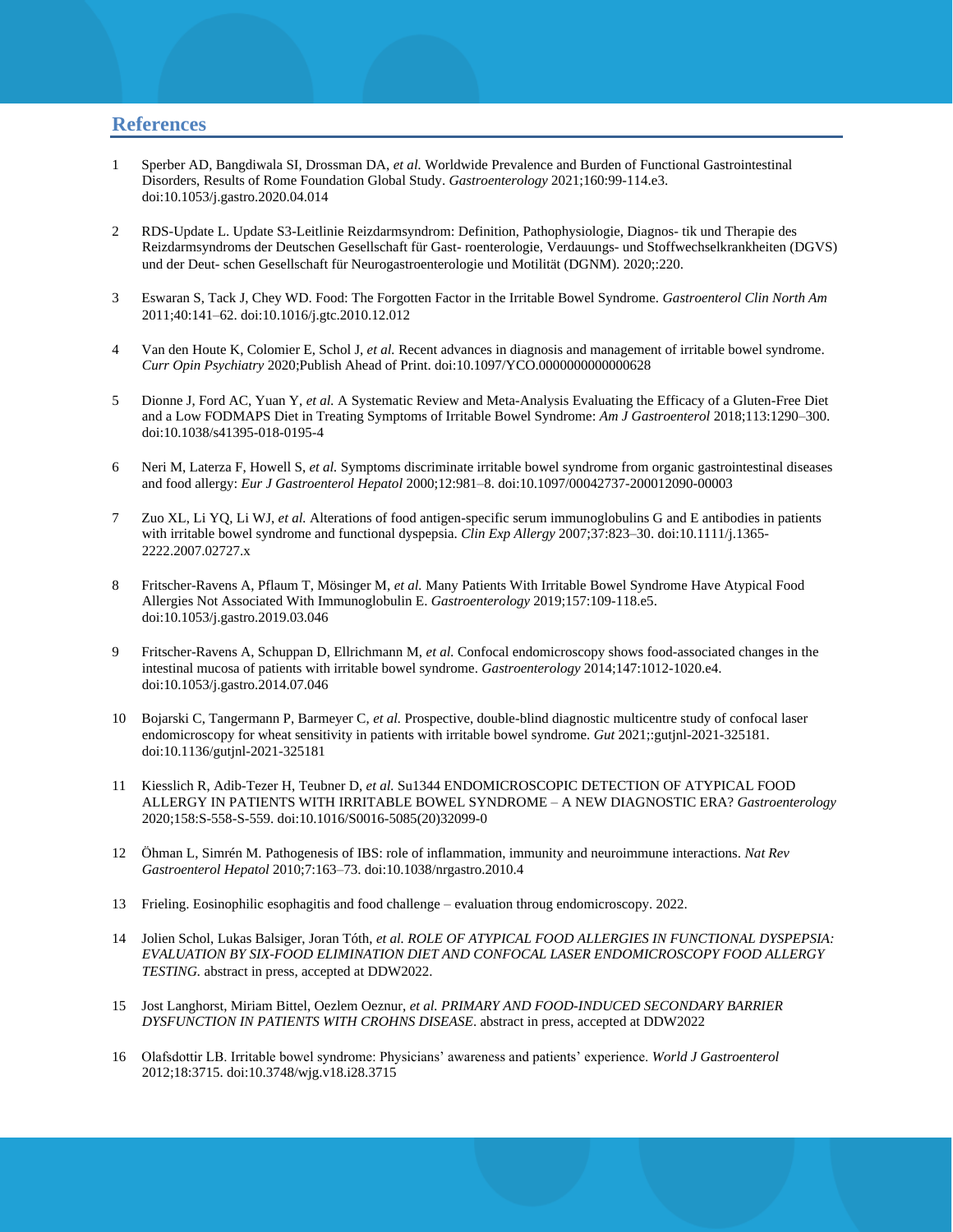## References

1. Sperber AD, Bangdiwala SI, Drossman DA, *et al.* Worldwide Prevalence and Burden of Functional Gastrointestinal Disorders, Results of Rome Foundation Global Study. *Gastroenterology* 2021;160:99-114.e3. doi:10.1053/j.gastro.2020.04.014

2. RDS-Update L. Update S3-Leitlinie Reizdarmsyndrom: Definition, Pathophysiologie, Diagnos- tik und Therapie des Reizdarmsyndroms der Deutschen Gesellschaft für Gast- roenterologie, Verdauungs- und Stoffwechselkrankheiten (DGVS) und der Deut- schen Gesellschaft für Neurogastroenterologie und Motilität (DGNM). 2020;:220.

3. Eswaran S, Tack J, Chey WD. Food: The Forgotten Factor in the Irritable Bowel Syndrome. *Gastroenterol Clin North Am* 2011;40:141–62. doi:10.1016/j.gtc.2010.12.012

4. Van den Houte K, Colomier E, Schol J, *et al.* Recent advances in diagnosis and management of irritable bowel syndrome. *Curr Opin Psychiatry* 2020;Publish Ahead of Print. doi:10.1097/YCO.0000000000000628

5. Dionne J, Ford AC, Yuan Y, *et al.* A Systematic Review and Meta-Analysis Evaluating the Efficacy of a Gluten-Free Diet and a Low FODMAPS Diet in Treating Symptoms of Irritable Bowel Syndrome: *Am J Gastroenterol* 2018;113:1290–300. doi:10.1038/s41395-018-0195-4

6. Neri M, Laterza F, Howell S, *et al.* Symptoms discriminate irritable bowel syndrome from organic gastrointestinal diseases and food allergy: *Eur J Gastroenterol Hepatol* 2000;12:981–8. doi:10.1097/00042737-200012090-00003

7. Zuo XL, Li YQ, Li WJ, *et al.* Alterations of food antigen-specific serum immunoglobulins G and E antibodies in patients with irritable bowel syndrome and functional dyspepsia. *Clin Exp Allergy* 2007;37:823–30. doi:10.1111/j.1365-2222.2007.02727.x

8. Fritscher-Ravens A, Pflaum T, Mösinger M, *et al.* Many Patients With Irritable Bowel Syndrome Have Atypical Food Allergies Not Associated With Immunoglobulin E. *Gastroenterology* 2019;157:109-118.e5. doi:10.1053/j.gastro.2019.03.046

9. Fritscher-Ravens A, Schuppan D, Ellrichmann M, *et al.* Confocal endomicroscopy shows food-associated changes in the intestinal mucosa of patients with irritable bowel syndrome. *Gastroenterology* 2014;147:1012-1020.e4. doi:10.1053/j.gastro.2014.07.046

10. Bojarski C, Tangermann P, Barmeyer C, *et al.* Prospective, double-blind diagnostic multicentre study of confocal laser endomicroscopy for wheat sensitivity in patients with irritable bowel syndrome. *Gut* 2021;:gutjnl-2021-325181. doi:10.1136/gutjnl-2021-325181

11. Kiesslich R, Adib-Tezer H, Teubner D, *et al.* Su1344 ENDOMICROSCOPIC DETECTION OF ATYPICAL FOOD ALLERGY IN PATIENTS WITH IRRITABLE BOWEL SYNDROME – A NEW DIAGNOSTIC ERA? *Gastroenterology* 2020;158:S-558-S-559. doi:10.1016/S0016-5085(20)32099-0

12. Öhman L, Simrén M. Pathogenesis of IBS: role of inflammation, immunity and neuroimmune interactions. *Nat Rev Gastroenterol Hepatol* 2010;7:163–73. doi:10.1038/nrgastro.2010.4

13. Frieling. Eosinophilic esophagitis and food challenge – evaluation throug endomicroscopy. 2022.

14. Jolien Schol, Lukas Balsiger, Joran Tóth, *et al. ROLE OF ATYPICAL FOOD ALLERGIES IN FUNCTIONAL DYSPEPSIA: EVALUATION BY SIX-FOOD ELIMINATION DIET AND CONFOCAL LASER ENDOMICROSCOPY FOOD ALLERGY TESTING.* abstract in press, accepted at DDW2022.

15. Jost Langhorst, Miriam Bittel, Oezlem Oeznur, *et al. PRIMARY AND FOOD-INDUCED SECONDARY BARRIER DYSFUNCTION IN PATIENTS WITH CROHNS DISEASE*. abstract in press, accepted at DDW2022

16. Olafsdottir LB. Irritable bowel syndrome: Physicians' awareness and patients' experience. *World J Gastroenterol* 2012;18:3715. doi:10.3748/wjg.v18.i28.3715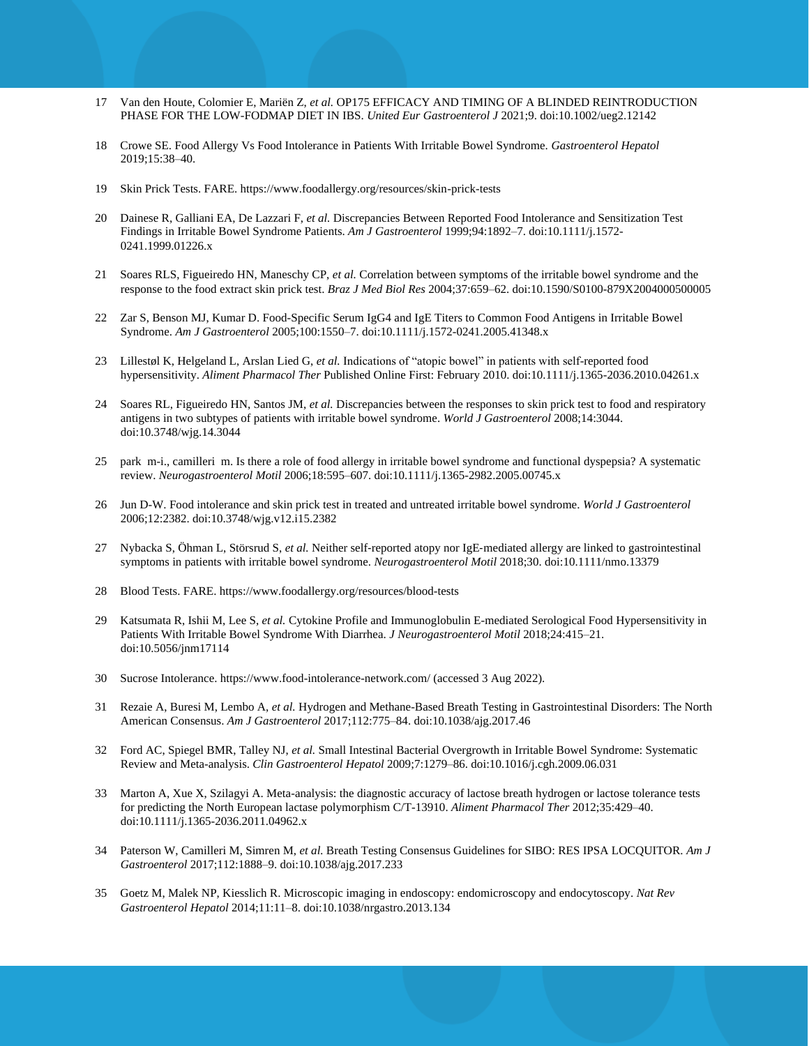17 Van den Houte, Colomier E, Mariën Z, *et al.* OP175 EFFICACY AND TIMING OF A BLINDED REINTRODUCTION PHASE FOR THE LOW-FODMAP DIET IN IBS. *United Eur Gastroenterol J* 2021;9. doi:10.1002/ueg2.12142

18 Crowe SE. Food Allergy Vs Food Intolerance in Patients With Irritable Bowel Syndrome. *Gastroenterol Hepatol* 2019;15:38–40.

19 Skin Prick Tests. FARE. https://www.foodallergy.org/resources/skin-prick-tests

20 Dainese R, Galliani EA, De Lazzari F, *et al.* Discrepancies Between Reported Food Intolerance and Sensitization Test Findings in Irritable Bowel Syndrome Patients. *Am J Gastroenterol* 1999;94:1892–7. doi:10.1111/j.1572-0241.1999.01226.x

21 Soares RLS, Figueiredo HN, Maneschy CP, *et al.* Correlation between symptoms of the irritable bowel syndrome and the response to the food extract skin prick test. *Braz J Med Biol Res* 2004;37:659–62. doi:10.1590/S0100-879X2004000500005

22 Zar S, Benson MJ, Kumar D. Food-Specific Serum IgG4 and IgE Titers to Common Food Antigens in Irritable Bowel Syndrome. *Am J Gastroenterol* 2005;100:1550–7. doi:10.1111/j.1572-0241.2005.41348.x

23 Lillestøl K, Helgeland L, Arslan Lied G, *et al.* Indications of "atopic bowel" in patients with self-reported food hypersensitivity. *Aliment Pharmacol Ther* Published Online First: February 2010. doi:10.1111/j.1365-2036.2010.04261.x

24 Soares RL, Figueiredo HN, Santos JM, *et al.* Discrepancies between the responses to skin prick test to food and respiratory antigens in two subtypes of patients with irritable bowel syndrome. *World J Gastroenterol* 2008;14:3044. doi:10.3748/wjg.14.3044

25 park m-i., camilleri m. Is there a role of food allergy in irritable bowel syndrome and functional dyspepsia? A systematic review. *Neurogastroenterol Motil* 2006;18:595–607. doi:10.1111/j.1365-2982.2005.00745.x

26 Jun D-W. Food intolerance and skin prick test in treated and untreated irritable bowel syndrome. *World J Gastroenterol* 2006;12:2382. doi:10.3748/wjg.v12.i15.2382

27 Nybacka S, Öhman L, Störsrud S, *et al.* Neither self-reported atopy nor IgE-mediated allergy are linked to gastrointestinal symptoms in patients with irritable bowel syndrome. *Neurogastroenterol Motil* 2018;30. doi:10.1111/nmo.13379

28 Blood Tests. FARE. https://www.foodallergy.org/resources/blood-tests

29 Katsumata R, Ishii M, Lee S, *et al.* Cytokine Profile and Immunoglobulin E-mediated Serological Food Hypersensitivity in Patients With Irritable Bowel Syndrome With Diarrhea. *J Neurogastroenterol Motil* 2018;24:415–21. doi:10.5056/jnm17114

30 Sucrose Intolerance. https://www.food-intolerance-network.com/ (accessed 3 Aug 2022).

31 Rezaie A, Buresi M, Lembo A, *et al.* Hydrogen and Methane-Based Breath Testing in Gastrointestinal Disorders: The North American Consensus. *Am J Gastroenterol* 2017;112:775–84. doi:10.1038/ajg.2017.46

32 Ford AC, Spiegel BMR, Talley NJ, *et al.* Small Intestinal Bacterial Overgrowth in Irritable Bowel Syndrome: Systematic Review and Meta-analysis. *Clin Gastroenterol Hepatol* 2009;7:1279–86. doi:10.1016/j.cgh.2009.06.031

33 Marton A, Xue X, Szilagyi A. Meta-analysis: the diagnostic accuracy of lactose breath hydrogen or lactose tolerance tests for predicting the North European lactase polymorphism C/T-13910. *Aliment Pharmacol Ther* 2012;35:429–40. doi:10.1111/j.1365-2036.2011.04962.x

34 Paterson W, Camilleri M, Simren M, *et al.* Breath Testing Consensus Guidelines for SIBO: RES IPSA LOCQUITOR. *Am J Gastroenterol* 2017;112:1888–9. doi:10.1038/ajg.2017.233

35 Goetz M, Malek NP, Kiesslich R. Microscopic imaging in endoscopy: endomicroscopy and endocytoscopy. *Nat Rev Gastroenterol Hepatol* 2014;11:11–8. doi:10.1038/nrgastro.2013.134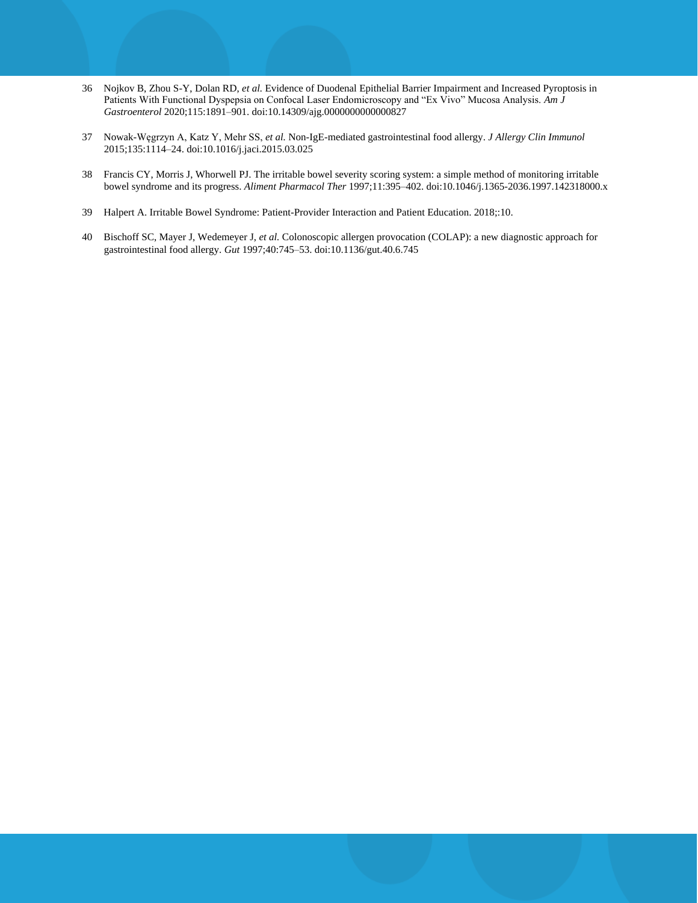36 Nojkov B, Zhou S-Y, Dolan RD, *et al.* Evidence of Duodenal Epithelial Barrier Impairment and Increased Pyroptosis in Patients With Functional Dyspepsia on Confocal Laser Endomicroscopy and "Ex Vivo" Mucosa Analysis. *Am J Gastroenterol* 2020;115:1891–901. doi:10.14309/ajg.0000000000000827

37 Nowak-Węgrzyn A, Katz Y, Mehr SS, *et al.* Non-IgE-mediated gastrointestinal food allergy. *J Allergy Clin Immunol* 2015;135:1114–24. doi:10.1016/j.jaci.2015.03.025

38 Francis CY, Morris J, Whorwell PJ. The irritable bowel severity scoring system: a simple method of monitoring irritable bowel syndrome and its progress. *Aliment Pharmacol Ther* 1997;11:395–402. doi:10.1046/j.1365-2036.1997.142318000.x

39 Halpert A. Irritable Bowel Syndrome: Patient-Provider Interaction and Patient Education. 2018;:10.

40 Bischoff SC, Mayer J, Wedemeyer J, *et al.* Colonoscopic allergen provocation (COLAP): a new diagnostic approach for gastrointestinal food allergy. *Gut* 1997;40:745–53. doi:10.1136/gut.40.6.745